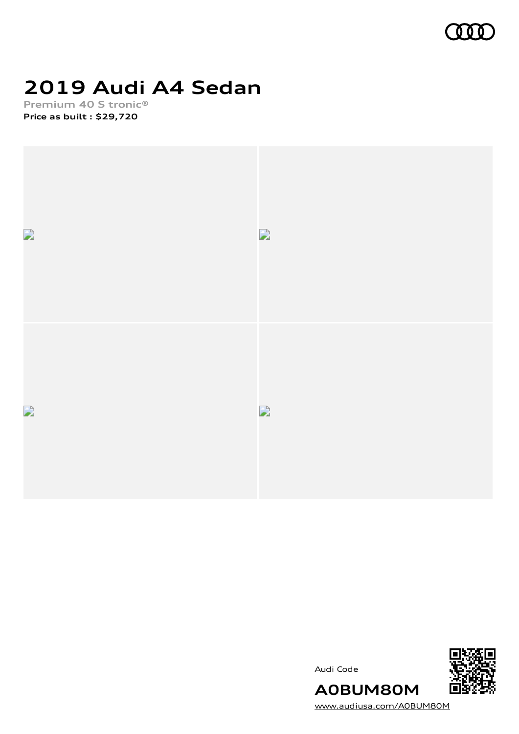# 2019 Audi A4 Sedan

Premium 40 S tronic®

**Price as built : $29,720**

Audi Code

**A0BUM80M**

www.audiusa.com/A0BUM80M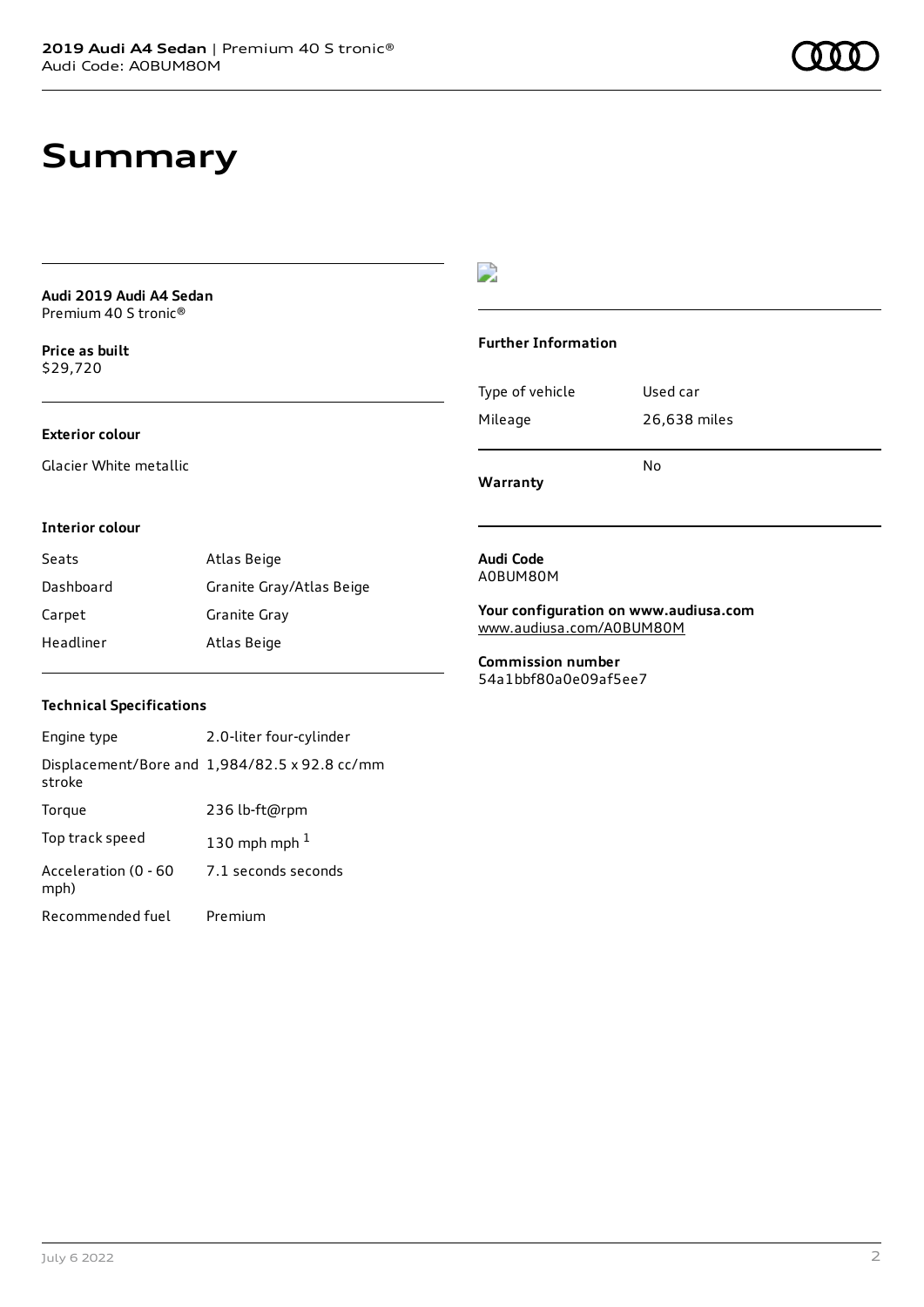# Summary

**Audi 2019 Audi A4 Sedan**
Premium 40 S tronic®

**Price as built**
$29,720

### Exterior colour

Glacier White metallic

### Interior colour

| Seats | Atlas Beige |
| --- | --- |
| Dashboard | Granite Gray/Atlas Beige |
| Carpet | Granite Gray |
| Headliner | Atlas Beige |

### Technical Specifications

| Engine type | 2.0-liter four-cylinder |
| --- | --- |
| Displacement/Bore and stroke | 1,984/82.5 x 92.8 cc/mm |
| Torque | 236 lb-ft@rpm |
| Top track speed | 130 mph mph [1] |
| Acceleration (0 - 60 mph) | 7.1 seconds seconds |
| Recommended fuel | Premium |

### Further Information

| Type of vehicle | Used car |
| --- | --- |
| Mileage | 26,638 miles |
| **Warranty** | No |

**Audi Code**
A0BUM80M

**Your configuration on www.audiusa.com**
www.audiusa.com/A0BUM80M

**Commission number**
54a1bbf80a0e09af5ee7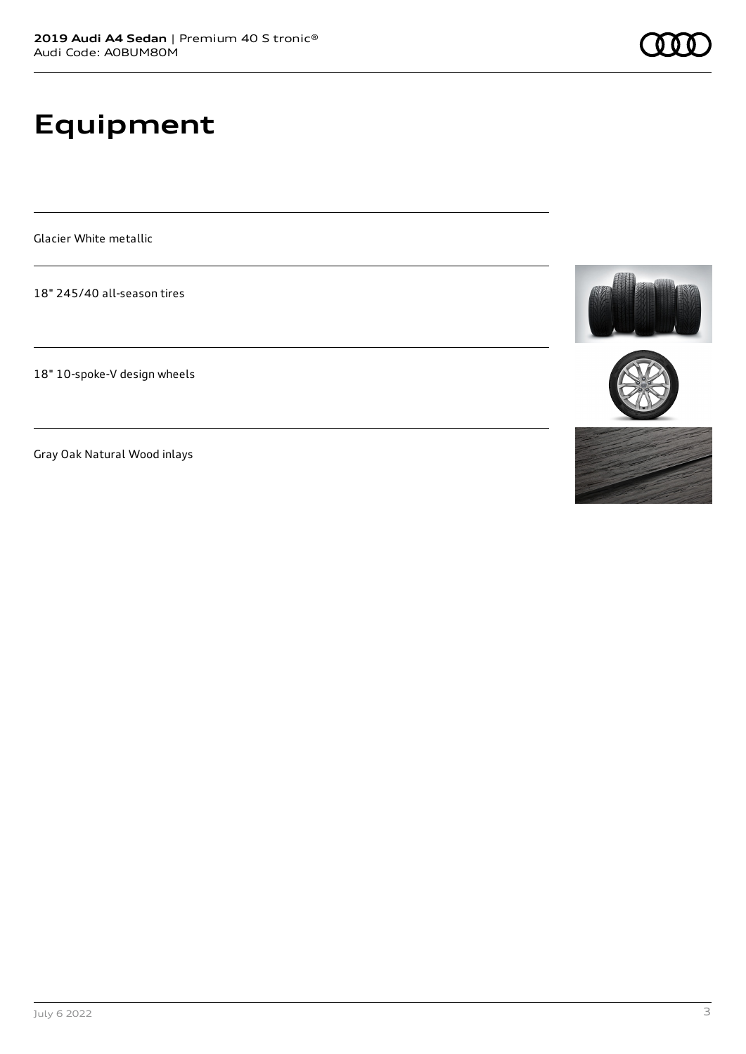# Equipment

Glacier White metallic

18" 245/40 all-season tires

18" 10-spoke-V design wheels

Gray Oak Natural Wood inlays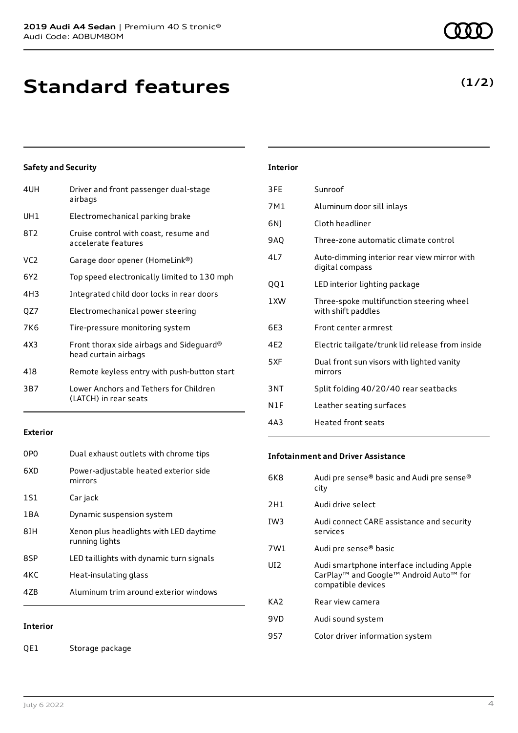# Standard features

**(1/2)**

### Safety and Security

| | |
|---|---|
| 4UH | Driver and front passenger dual-stage airbags |
| UH1 | Electromechanical parking brake |
| 8T2 | Cruise control with coast, resume and accelerate features |
| VC2 | Garage door opener (HomeLink®) |
| 6Y2 | Top speed electronically limited to 130 mph |
| 4H3 | Integrated child door locks in rear doors |
| QZ7 | Electromechanical power steering |
| 7K6 | Tire-pressure monitoring system |
| 4X3 | Front thorax side airbags and Sideguard® head curtain airbags |
| 4I8 | Remote keyless entry with push-button start |
| 3B7 | Lower Anchors and Tethers for Children (LATCH) in rear seats |

### Exterior

| | |
|---|---|
| 0P0 | Dual exhaust outlets with chrome tips |
| 6XD | Power-adjustable heated exterior side mirrors |
| 1S1 | Car jack |
| 1BA | Dynamic suspension system |
| 8IH | Xenon plus headlights with LED daytime running lights |
| 8SP | LED taillights with dynamic turn signals |
| 4KC | Heat-insulating glass |
| 4ZB | Aluminum trim around exterior windows |

### Interior

| | |
|---|---|
| QE1 | Storage package |
| 3FE | Sunroof |
| 7M1 | Aluminum door sill inlays |
| 6NJ | Cloth headliner |
| 9AQ | Three-zone automatic climate control |
| 4L7 | Auto-dimming interior rear view mirror with digital compass |
| QQ1 | LED interior lighting package |
| 1XW | Three-spoke multifunction steering wheel with shift paddles |
| 6E3 | Front center armrest |
| 4E2 | Electric tailgate/trunk lid release from inside |
| 5XF | Dual front sun visors with lighted vanity mirrors |
| 3NT | Split folding 40/20/40 rear seatbacks |
| N1F | Leather seating surfaces |
| 4A3 | Heated front seats |

### Infotainment and Driver Assistance

| | |
|---|---|
| 6K8 | Audi pre sense® basic and Audi pre sense® city |
| 2H1 | Audi drive select |
| IW3 | Audi connect CARE assistance and security services |
| 7W1 | Audi pre sense® basic |
| UI2 | Audi smartphone interface including Apple CarPlay™ and Google™ Android Auto™ for compatible devices |
| KA2 | Rear view camera |
| 9VD | Audi sound system |
| 9S7 | Color driver information system |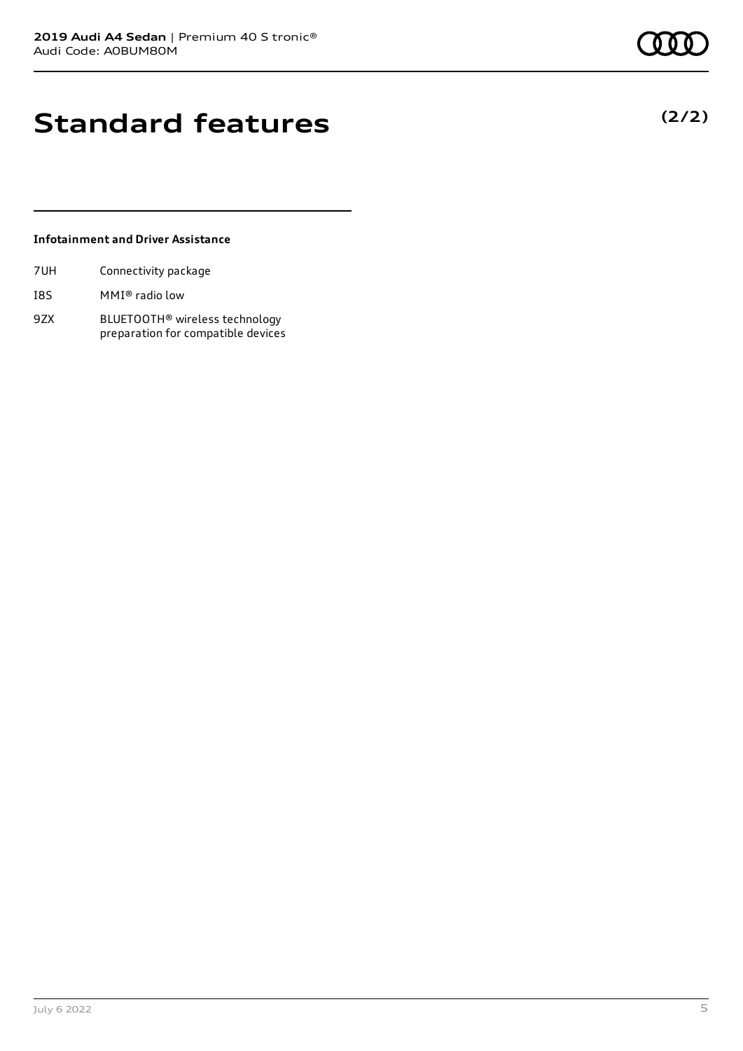# Standard features

**(2/2)**

### Infotainment and Driver Assistance

| | |
|---|---|
| 7UH | Connectivity package |
| I8S | MMI® radio low |
| 9ZX | BLUETOOTH® wireless technology preparation for compatible devices |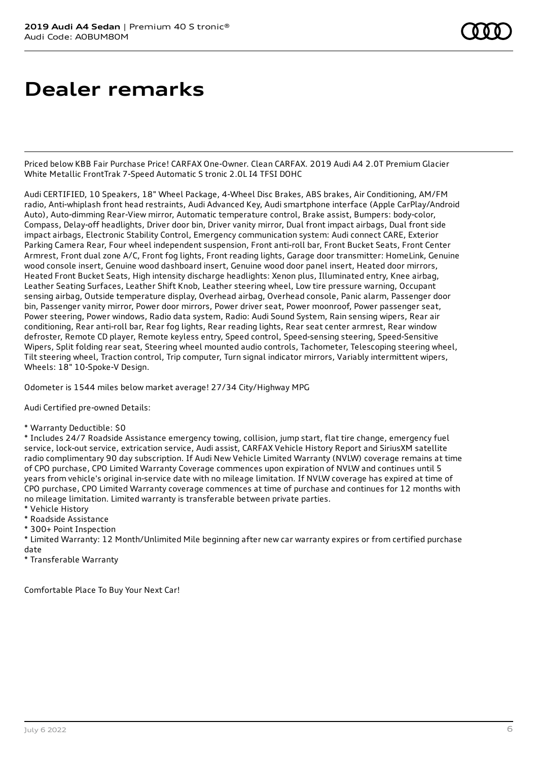# Dealer remarks

Priced below KBB Fair Purchase Price! CARFAX One-Owner. Clean CARFAX. 2019 Audi A4 2.0T Premium Glacier White Metallic FrontTrak 7-Speed Automatic S tronic 2.0L I4 TFSI DOHC

Audi CERTIFIED, 10 Speakers, 18" Wheel Package, 4-Wheel Disc Brakes, ABS brakes, Air Conditioning, AM/FM radio, Anti-whiplash front head restraints, Audi Advanced Key, Audi smartphone interface (Apple CarPlay/Android Auto), Auto-dimming Rear-View mirror, Automatic temperature control, Brake assist, Bumpers: body-color, Compass, Delay-off headlights, Driver door bin, Driver vanity mirror, Dual front impact airbags, Dual front side impact airbags, Electronic Stability Control, Emergency communication system: Audi connect CARE, Exterior Parking Camera Rear, Four wheel independent suspension, Front anti-roll bar, Front Bucket Seats, Front Center Armrest, Front dual zone A/C, Front fog lights, Front reading lights, Garage door transmitter: HomeLink, Genuine wood console insert, Genuine wood dashboard insert, Genuine wood door panel insert, Heated door mirrors, Heated Front Bucket Seats, High intensity discharge headlights: Xenon plus, Illuminated entry, Knee airbag, Leather Seating Surfaces, Leather Shift Knob, Leather steering wheel, Low tire pressure warning, Occupant sensing airbag, Outside temperature display, Overhead airbag, Overhead console, Panic alarm, Passenger door bin, Passenger vanity mirror, Power door mirrors, Power driver seat, Power moonroof, Power passenger seat, Power steering, Power windows, Radio data system, Radio: Audi Sound System, Rain sensing wipers, Rear air conditioning, Rear anti-roll bar, Rear fog lights, Rear reading lights, Rear seat center armrest, Rear window defroster, Remote CD player, Remote keyless entry, Speed control, Speed-sensing steering, Speed-Sensitive Wipers, Split folding rear seat, Steering wheel mounted audio controls, Tachometer, Telescoping steering wheel, Tilt steering wheel, Traction control, Trip computer, Turn signal indicator mirrors, Variably intermittent wipers, Wheels: 18" 10-Spoke-V Design.

Odometer is 1544 miles below market average! 27/34 City/Highway MPG

Audi Certified pre-owned Details:

* Warranty Deductible: $0
* Includes 24/7 Roadside Assistance emergency towing, collision, jump start, flat tire change, emergency fuel service, lock-out service, extrication service, Audi assist, CARFAX Vehicle History Report and SiriusXM satellite radio complimentary 90 day subscription. If Audi New Vehicle Limited Warranty (NVLW) coverage remains at time of CPO purchase, CPO Limited Warranty Coverage commences upon expiration of NVLW and continues until 5 years from vehicle's original in-service date with no mileage limitation. If NVLW coverage has expired at time of CPO purchase, CPO Limited Warranty coverage commences at time of purchase and continues for 12 months with no mileage limitation. Limited warranty is transferable between private parties.
* Vehicle History
* Roadside Assistance
* 300+ Point Inspection
* Limited Warranty: 12 Month/Unlimited Mile beginning after new car warranty expires or from certified purchase date
* Transferable Warranty

Comfortable Place To Buy Your Next Car!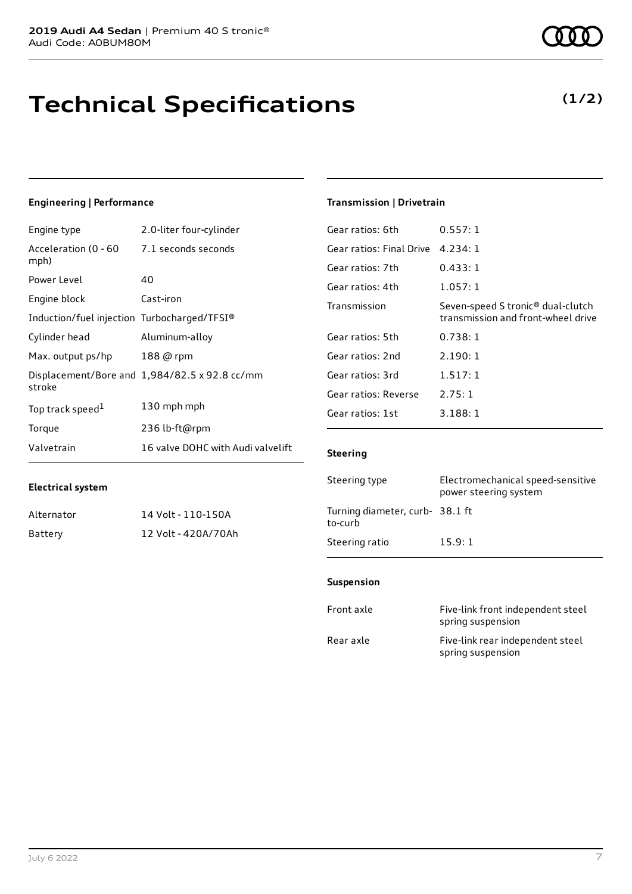# Technical Specifications

**(1/2)**

### Engineering | Performance

| | |
|---|---|
| Engine type | 2.0-liter four-cylinder |
| Acceleration (0 - 60 mph) | 7.1 seconds seconds |
| Power Level | 40 |
| Engine block | Cast-iron |
| Induction/fuel injection | Turbocharged/TFSI® |
| Cylinder head | Aluminum-alloy |
| Max. output ps/hp | 188 @ rpm |
| Displacement/Bore and stroke | 1,984/82.5 x 92.8 cc/mm |
| Top track speed[1] | 130 mph mph |
| Torque | 236 lb-ft@rpm |
| Valvetrain | 16 valve DOHC with Audi valvelift |

### Electrical system

| | |
|---|---|
| Alternator | 14 Volt - 110-150A |
| Battery | 12 Volt - 420A/70Ah |

### Transmission | Drivetrain

| | |
|---|---|
| Gear ratios: 6th | 0.557: 1 |
| Gear ratios: Final Drive | 4.234: 1 |
| Gear ratios: 7th | 0.433: 1 |
| Gear ratios: 4th | 1.057: 1 |
| Transmission | Seven-speed S tronic® dual-clutch transmission and front-wheel drive |
| Gear ratios: 5th | 0.738: 1 |
| Gear ratios: 2nd | 2.190: 1 |
| Gear ratios: 3rd | 1.517: 1 |
| Gear ratios: Reverse | 2.75: 1 |
| Gear ratios: 1st | 3.188: 1 |

### Steering

| | |
|---|---|
| Steering type | Electromechanical speed-sensitive power steering system |
| Turning diameter, curb-to-curb | 38.1 ft |
| Steering ratio | 15.9: 1 |

### Suspension

| | |
|---|---|
| Front axle | Five-link front independent steel spring suspension |
| Rear axle | Five-link rear independent steel spring suspension |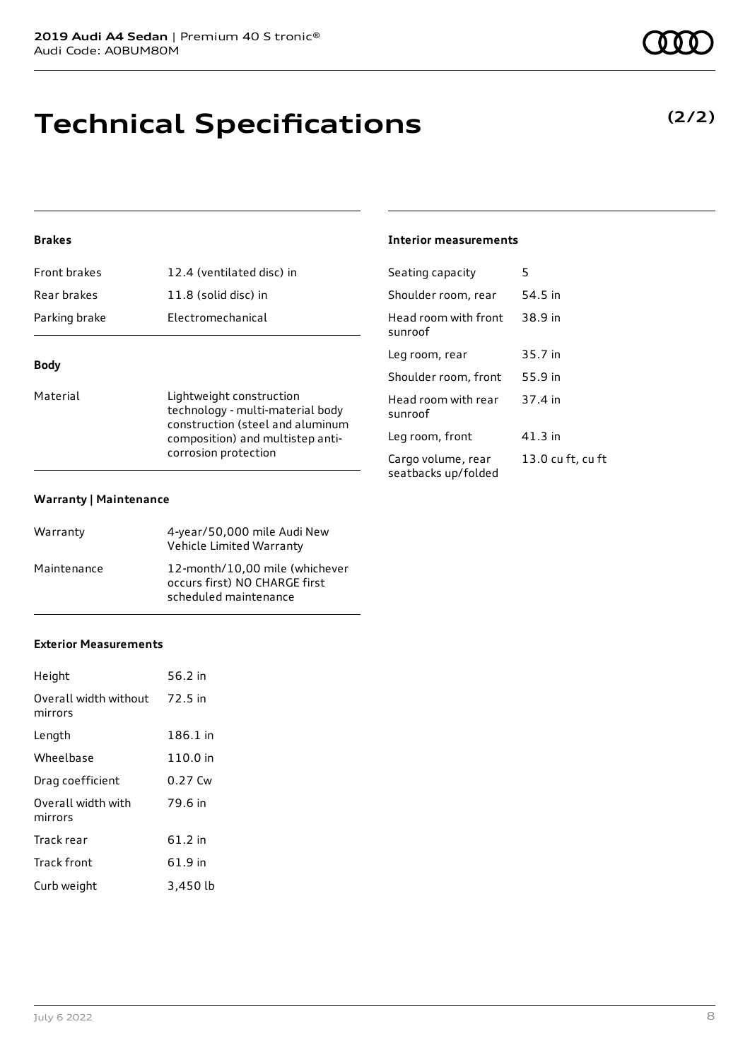# Technical Specifications

**(2/2)**

### Brakes

| | |
|---|---|
| Front brakes | 12.4 (ventilated disc) in |
| Rear brakes | 11.8 (solid disc) in |
| Parking brake | Electromechanical |

### Body

| | |
|---|---|
| Material | Lightweight construction technology - multi-material body construction (steel and aluminum composition) and multistep anti-corrosion protection |

### Warranty | Maintenance

| | |
|---|---|
| Warranty | 4-year/50,000 mile Audi New Vehicle Limited Warranty |
| Maintenance | 12-month/10,00 mile (whichever occurs first) NO CHARGE first scheduled maintenance |

### Exterior Measurements

| | |
|---|---|
| Height | 56.2 in |
| Overall width without mirrors | 72.5 in |
| Length | 186.1 in |
| Wheelbase | 110.0 in |
| Drag coefficient | 0.27 Cw |
| Overall width with mirrors | 79.6 in |
| Track rear | 61.2 in |
| Track front | 61.9 in |
| Curb weight | 3,450 lb |

### Interior measurements

| | |
|---|---|
| Seating capacity | 5 |
| Shoulder room, rear | 54.5 in |
| Head room with front sunroof | 38.9 in |
| Leg room, rear | 35.7 in |
| Shoulder room, front | 55.9 in |
| Head room with rear sunroof | 37.4 in |
| Leg room, front | 41.3 in |
| Cargo volume, rear seatbacks up/folded | 13.0 cu ft, cu ft |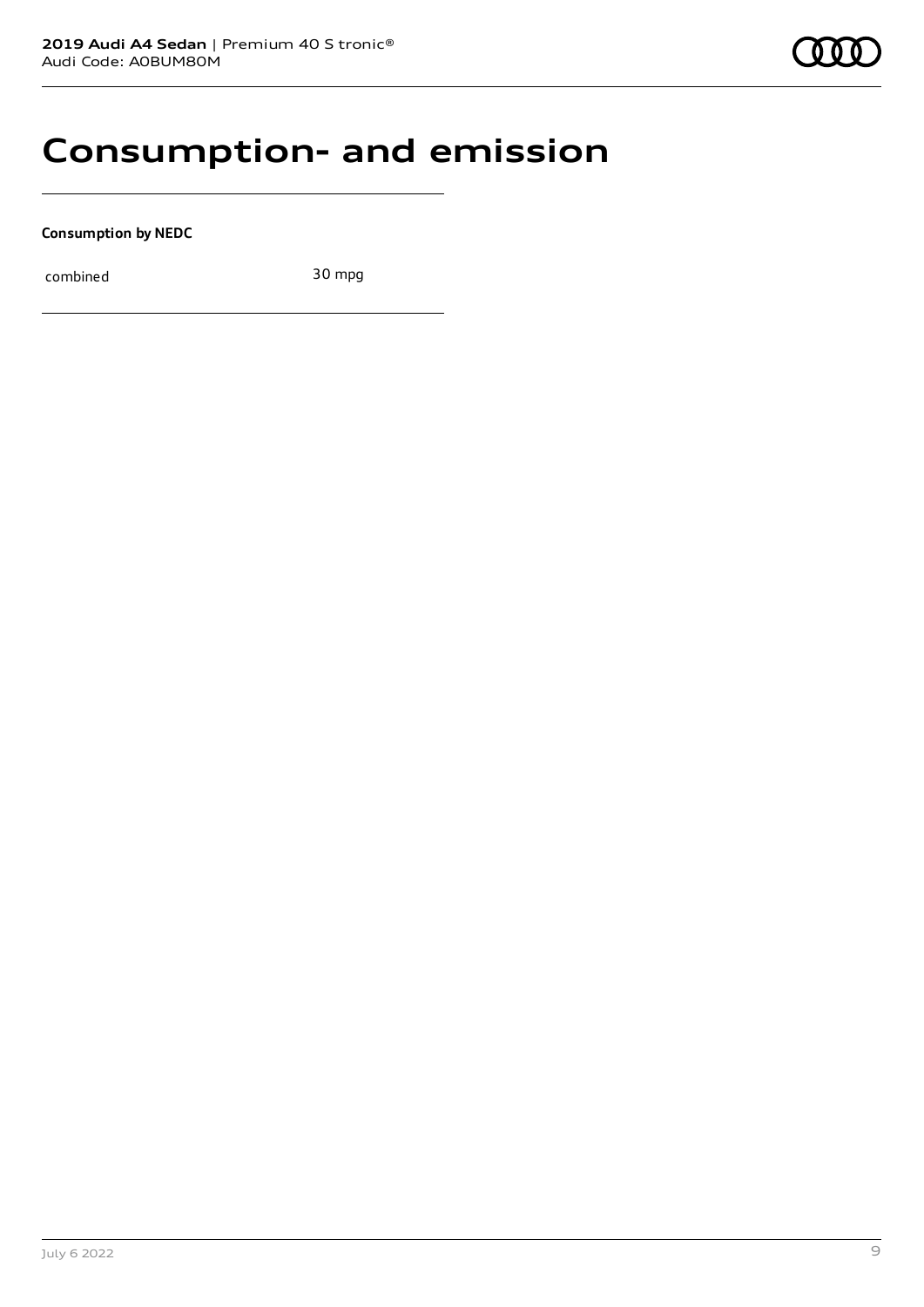# Consumption- and emission

**Consumption by NEDC**

| combined | 30 mpg |
| --- | --- |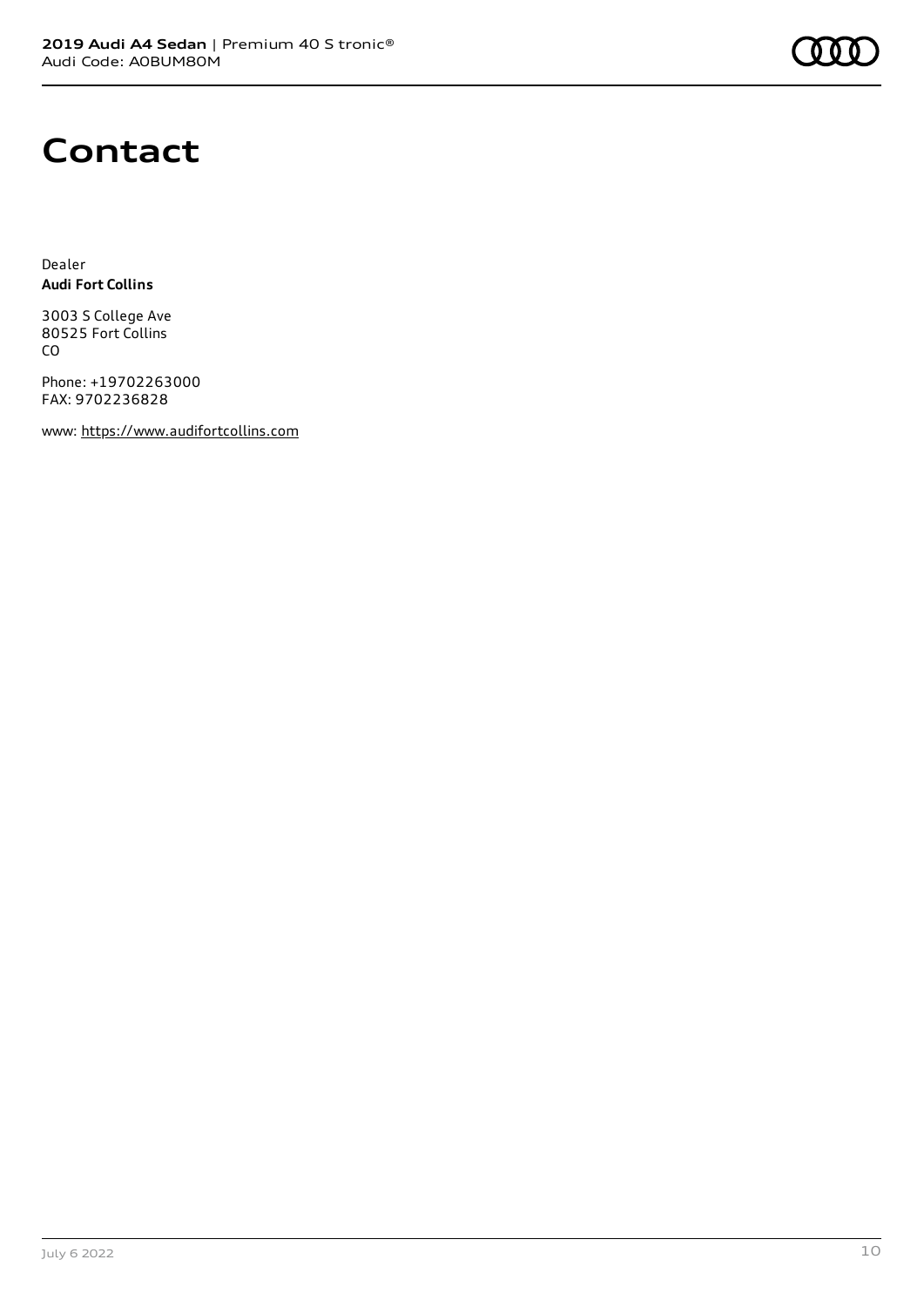# Contact

Dealer
**Audi Fort Collins**

3003 S College Ave
80525 Fort Collins
CO

Phone: +19702263000
FAX: 9702236828

www: https://www.audifortcollins.com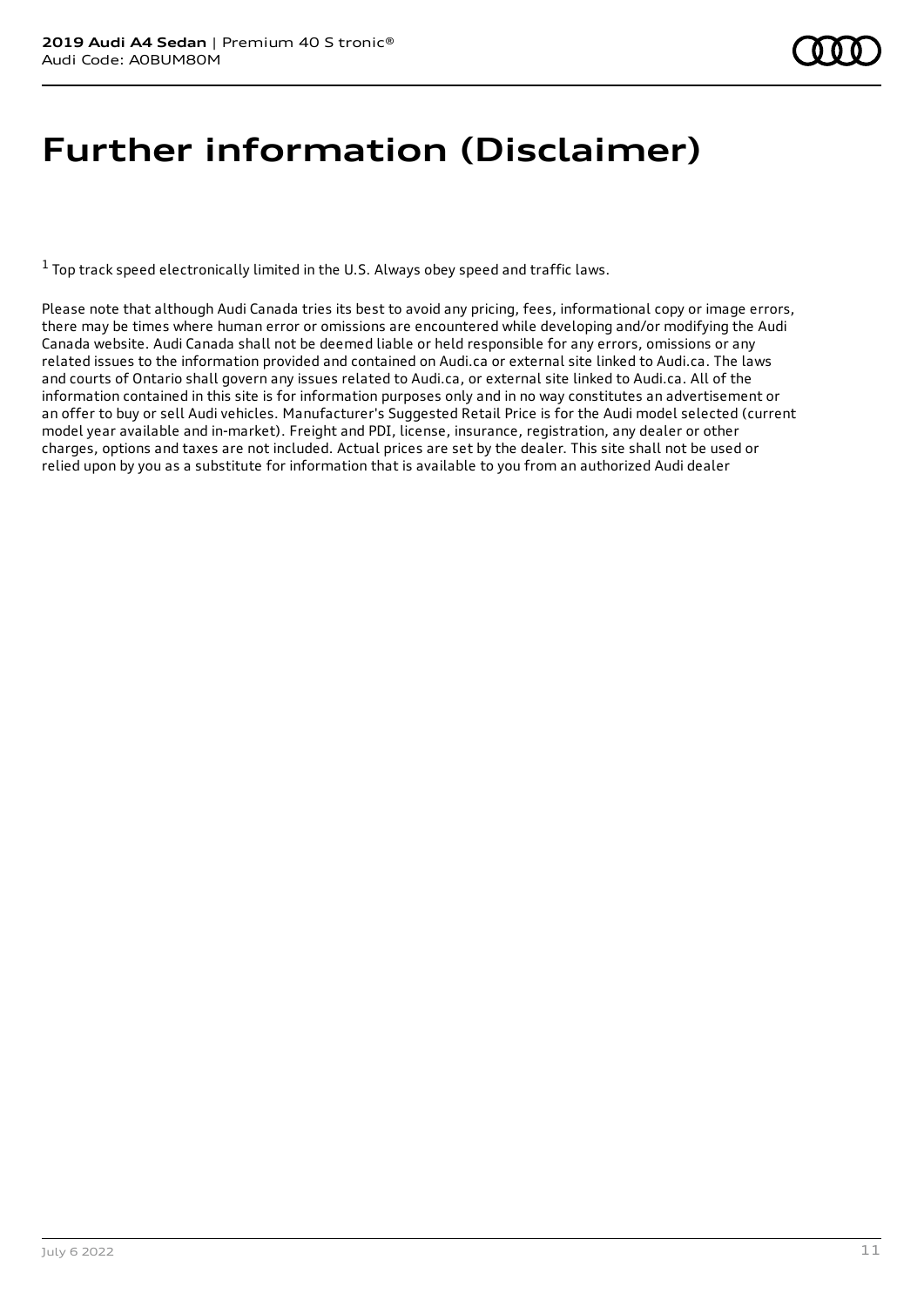# Further information (Disclaimer)

[1] Top track speed electronically limited in the U.S. Always obey speed and traffic laws.

Please note that although Audi Canada tries its best to avoid any pricing, fees, informational copy or image errors, there may be times where human error or omissions are encountered while developing and/or modifying the Audi Canada website. Audi Canada shall not be deemed liable or held responsible for any errors, omissions or any related issues to the information provided and contained on Audi.ca or external site linked to Audi.ca. The laws and courts of Ontario shall govern any issues related to Audi.ca, or external site linked to Audi.ca. All of the information contained in this site is for information purposes only and in no way constitutes an advertisement or an offer to buy or sell Audi vehicles. Manufacturer's Suggested Retail Price is for the Audi model selected (current model year available and in-market). Freight and PDI, license, insurance, registration, any dealer or other charges, options and taxes are not included. Actual prices are set by the dealer. This site shall not be used or relied upon by you as a substitute for information that is available to you from an authorized Audi dealer